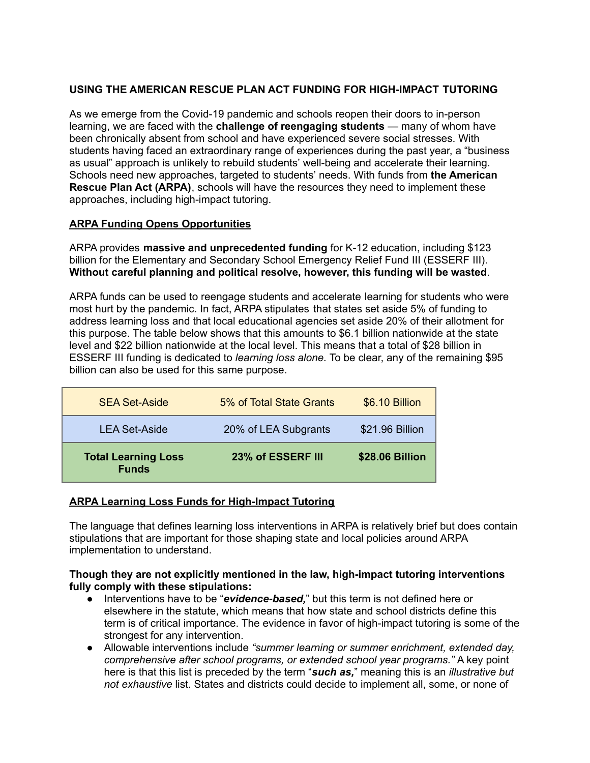# USING THE AMERICAN RESCUE PLAN ACT FUNDING FOR HIGH-IMPACT TUTORING

As we emerge from the Covid-19 pandemic and schools reopen their doors to in-person learning, we are faced with the **challenge of reengaging students** — many of whom have been chronically absent from school and have experienced severe social stresses. With students having faced an extraordinary range of experiences during the past year, a "business as usual" approach is unlikely to rebuild students' well-being and accelerate their learning. Schools need new approaches, targeted to students' needs. With funds from **the American Rescue Plan Act (ARPA)**, schools will have the resources they need to implement these approaches, including high-impact tutoring.

## ARPA Funding Opens Opportunities

ARPA provides **massive and unprecedented funding** for K-12 education, including $123 billion for the Elementary and Secondary School Emergency Relief Fund III (ESSERF III). **Without careful planning and political resolve, however, this funding will be wasted**.

ARPA funds can be used to reengage students and accelerate learning for students who were most hurt by the pandemic. In fact, ARPA stipulates that states set aside 5% of funding to address learning loss and that local educational agencies set aside 20% of their allotment for this purpose. The table below shows that this amounts to $6.1 billion nationwide at the state level and $22 billion nationwide at the local level. This means that a total of $28 billion in ESSERF III funding is dedicated to *learning loss alone.* To be clear, any of the remaining $95 billion can also be used for this same purpose.

| | | |
|---|---|---|
| SEA Set-Aside | 5% of Total State Grants | $6.10 Billion |
| LEA Set-Aside | 20% of LEA Subgrants | $21.96 Billion |
| **Total Learning Loss Funds** | **23% of ESSERF III** | **$28.06 Billion** |

## ARPA Learning Loss Funds for High-Impact Tutoring

The language that defines learning loss interventions in ARPA is relatively brief but does contain stipulations that are important for those shaping state and local policies around ARPA implementation to understand.

**Though they are not explicitly mentioned in the law, high-impact tutoring interventions fully comply with these stipulations:**

- Interventions have to be "***evidence-based,***" but this term is not defined here or elsewhere in the statute, which means that how state and school districts define this term is of critical importance. The evidence in favor of high-impact tutoring is some of the strongest for any intervention.
- Allowable interventions include *"summer learning or summer enrichment, extended day, comprehensive after school programs, or extended school year programs."* A key point here is that this list is preceded by the term "***such as,***" meaning this is an *illustrative but not exhaustive* list. States and districts could decide to implement all, some, or none of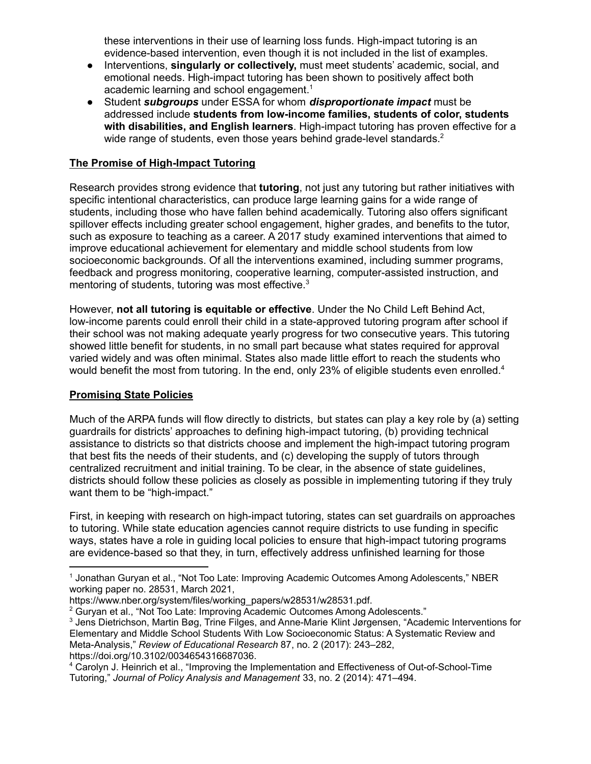these interventions in their use of learning loss funds. High-impact tutoring is an evidence-based intervention, even though it is not included in the list of examples.

- Interventions, **singularly or collectively,** must meet students' academic, social, and emotional needs. High-impact tutoring has been shown to positively affect both academic learning and school engagement.[1]
- Student ***subgroups*** under ESSA for whom ***disproportionate impact*** must be addressed include **students from low-income families, students of color, students with disabilities, and English learners**. High-impact tutoring has proven effective for a wide range of students, even those years behind grade-level standards.[2]

## The Promise of High-Impact Tutoring

Research provides strong evidence that **tutoring**, not just any tutoring but rather initiatives with specific intentional characteristics, can produce large learning gains for a wide range of students, including those who have fallen behind academically. Tutoring also offers significant spillover effects including greater school engagement, higher grades, and benefits to the tutor, such as exposure to teaching as a career. A 2017 study examined interventions that aimed to improve educational achievement for elementary and middle school students from low socioeconomic backgrounds. Of all the interventions examined, including summer programs, feedback and progress monitoring, cooperative learning, computer-assisted instruction, and mentoring of students, tutoring was most effective.[3]

However, **not all tutoring is equitable or effective**. Under the No Child Left Behind Act, low-income parents could enroll their child in a state-approved tutoring program after school if their school was not making adequate yearly progress for two consecutive years. This tutoring showed little benefit for students, in no small part because what states required for approval varied widely and was often minimal. States also made little effort to reach the students who would benefit the most from tutoring. In the end, only 23% of eligible students even enrolled.[4]

## Promising State Policies

Much of the ARPA funds will flow directly to districts, but states can play a key role by (a) setting guardrails for districts' approaches to defining high-impact tutoring, (b) providing technical assistance to districts so that districts choose and implement the high-impact tutoring program that best fits the needs of their students, and (c) developing the supply of tutors through centralized recruitment and initial training. To be clear, in the absence of state guidelines, districts should follow these policies as closely as possible in implementing tutoring if they truly want them to be "high-impact."

First, in keeping with research on high-impact tutoring, states can set guardrails on approaches to tutoring. While state education agencies cannot require districts to use funding in specific ways, states have a role in guiding local policies to ensure that high-impact tutoring programs are evidence-based so that they, in turn, effectively address unfinished learning for those

---

[1] Jonathan Guryan et al., "Not Too Late: Improving Academic Outcomes Among Adolescents," NBER working paper no. 28531, March 2021, https://www.nber.org/system/files/working_papers/w28531/w28531.pdf.

[2] Guryan et al., "Not Too Late: Improving Academic Outcomes Among Adolescents."

[3] Jens Dietrichson, Martin Bøg, Trine Filges, and Anne-Marie Klint Jørgensen, "Academic Interventions for Elementary and Middle School Students With Low Socioeconomic Status: A Systematic Review and Meta-Analysis," *Review of Educational Research* 87, no. 2 (2017): 243–282, https://doi.org/10.3102/0034654316687036.

[4] Carolyn J. Heinrich et al., "Improving the Implementation and Effectiveness of Out-of-School-Time Tutoring," *Journal of Policy Analysis and Management* 33, no. 2 (2014): 471–494.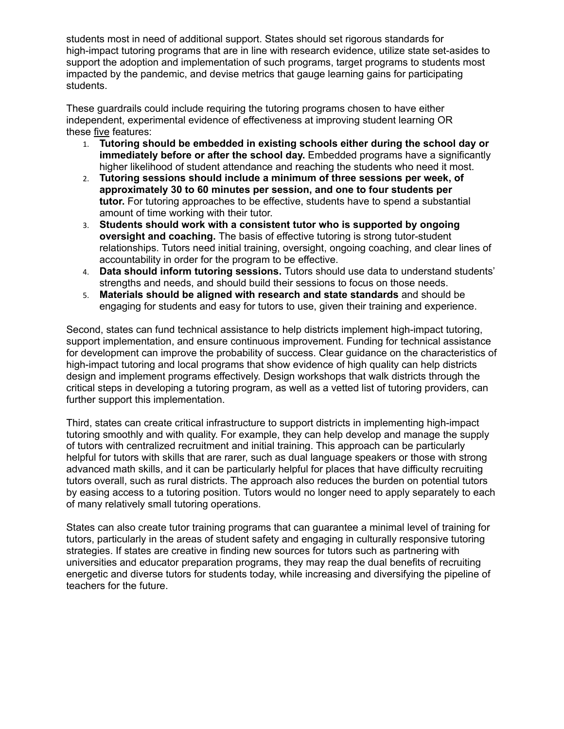students most in need of additional support. States should set rigorous standards for high-impact tutoring programs that are in line with research evidence, utilize state set-asides to support the adoption and implementation of such programs, target programs to students most impacted by the pandemic, and devise metrics that gauge learning gains for participating students.

These guardrails could include requiring the tutoring programs chosen to have either independent, experimental evidence of effectiveness at improving student learning OR these <u>five</u> features:

1. **Tutoring should be embedded in existing schools either during the school day or immediately before or after the school day.** Embedded programs have a significantly higher likelihood of student attendance and reaching the students who need it most.
2. **Tutoring sessions should include a minimum of three sessions per week, of approximately 30 to 60 minutes per session, and one to four students per tutor.** For tutoring approaches to be effective, students have to spend a substantial amount of time working with their tutor.
3. **Students should work with a consistent tutor who is supported by ongoing oversight and coaching.** The basis of effective tutoring is strong tutor-student relationships. Tutors need initial training, oversight, ongoing coaching, and clear lines of accountability in order for the program to be effective.
4. **Data should inform tutoring sessions.** Tutors should use data to understand students' strengths and needs, and should build their sessions to focus on those needs.
5. **Materials should be aligned with research and state standards** and should be engaging for students and easy for tutors to use, given their training and experience.

Second, states can fund technical assistance to help districts implement high-impact tutoring, support implementation, and ensure continuous improvement. Funding for technical assistance for development can improve the probability of success. Clear guidance on the characteristics of high-impact tutoring and local programs that show evidence of high quality can help districts design and implement programs effectively. Design workshops that walk districts through the critical steps in developing a tutoring program, as well as a vetted list of tutoring providers, can further support this implementation.

Third, states can create critical infrastructure to support districts in implementing high-impact tutoring smoothly and with quality. For example, they can help develop and manage the supply of tutors with centralized recruitment and initial training. This approach can be particularly helpful for tutors with skills that are rarer, such as dual language speakers or those with strong advanced math skills, and it can be particularly helpful for places that have difficulty recruiting tutors overall, such as rural districts. The approach also reduces the burden on potential tutors by easing access to a tutoring position. Tutors would no longer need to apply separately to each of many relatively small tutoring operations.

States can also create tutor training programs that can guarantee a minimal level of training for tutors, particularly in the areas of student safety and engaging in culturally responsive tutoring strategies. If states are creative in finding new sources for tutors such as partnering with universities and educator preparation programs, they may reap the dual benefits of recruiting energetic and diverse tutors for students today, while increasing and diversifying the pipeline of teachers for the future.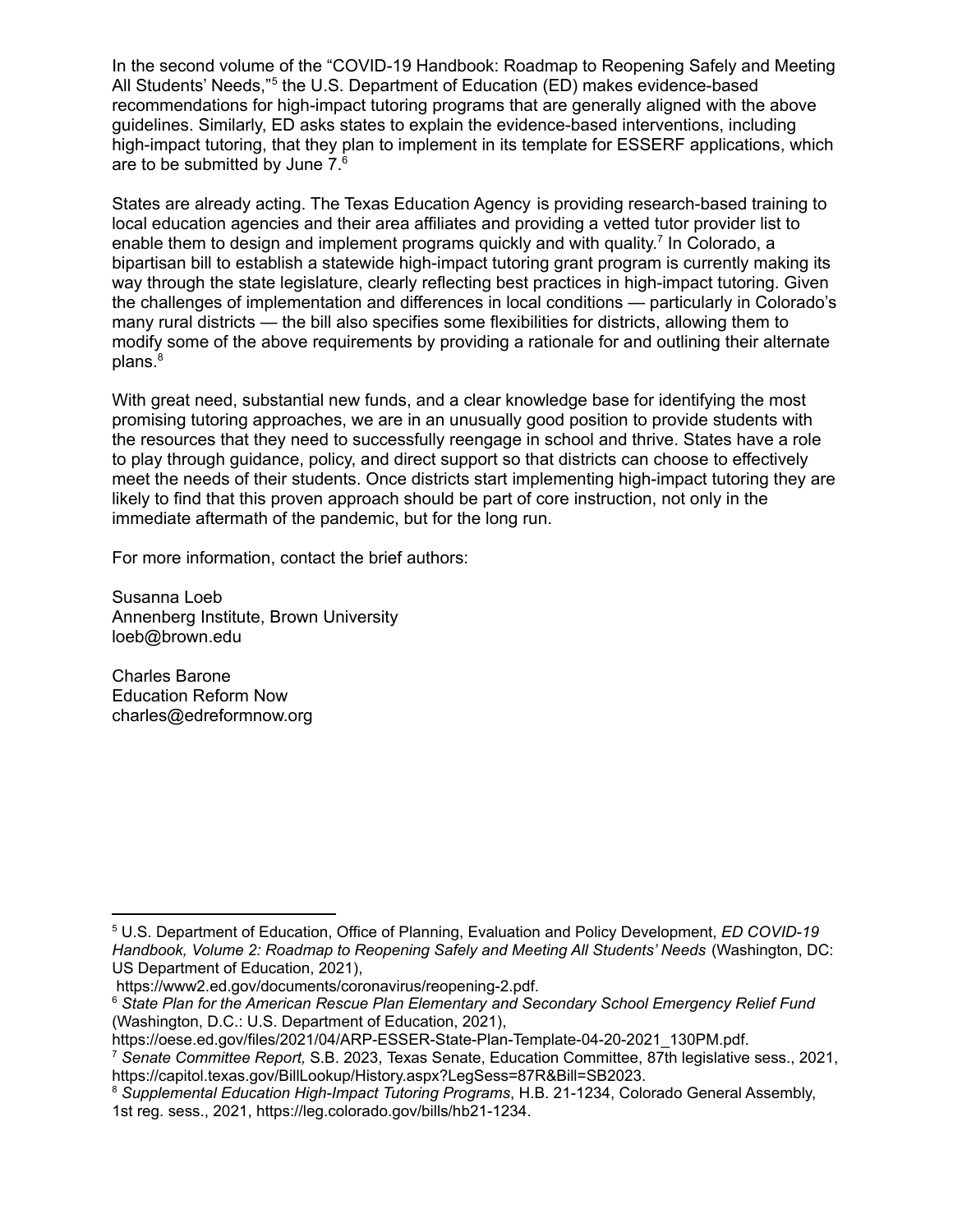In the second volume of the "COVID-19 Handbook: Roadmap to Reopening Safely and Meeting All Students' Needs,"[5] the U.S. Department of Education (ED) makes evidence-based recommendations for high-impact tutoring programs that are generally aligned with the above guidelines. Similarly, ED asks states to explain the evidence-based interventions, including high-impact tutoring, that they plan to implement in its template for ESSERF applications, which are to be submitted by June 7.[6]

States are already acting. The Texas Education Agency is providing research-based training to local education agencies and their area affiliates and providing a vetted tutor provider list to enable them to design and implement programs quickly and with quality.[7] In Colorado, a bipartisan bill to establish a statewide high-impact tutoring grant program is currently making its way through the state legislature, clearly reflecting best practices in high-impact tutoring. Given the challenges of implementation and differences in local conditions — particularly in Colorado's many rural districts — the bill also specifies some flexibilities for districts, allowing them to modify some of the above requirements by providing a rationale for and outlining their alternate plans.[8]

With great need, substantial new funds, and a clear knowledge base for identifying the most promising tutoring approaches, we are in an unusually good position to provide students with the resources that they need to successfully reengage in school and thrive. States have a role to play through guidance, policy, and direct support so that districts can choose to effectively meet the needs of their students. Once districts start implementing high-impact tutoring they are likely to find that this proven approach should be part of core instruction, not only in the immediate aftermath of the pandemic, but for the long run.

For more information, contact the brief authors:

Susanna Loeb
Annenberg Institute, Brown University
loeb@brown.edu

Charles Barone
Education Reform Now
charles@edreformnow.org

---

[5] U.S. Department of Education, Office of Planning, Evaluation and Policy Development, *ED COVID-19 Handbook, Volume 2: Roadmap to Reopening Safely and Meeting All Students' Needs* (Washington, DC: US Department of Education, 2021), https://www2.ed.gov/documents/coronavirus/reopening-2.pdf.

[6] *State Plan for the American Rescue Plan Elementary and Secondary School Emergency Relief Fund* (Washington, D.C.: U.S. Department of Education, 2021), https://oese.ed.gov/files/2021/04/ARP-ESSER-State-Plan-Template-04-20-2021_130PM.pdf.

[7] *Senate Committee Report,* S.B. 2023, Texas Senate, Education Committee, 87th legislative sess., 2021, https://capitol.texas.gov/BillLookup/History.aspx?LegSess=87R&Bill=SB2023.

[8] *Supplemental Education High-Impact Tutoring Programs*, H.B. 21-1234, Colorado General Assembly, 1st reg. sess., 2021, https://leg.colorado.gov/bills/hb21-1234.